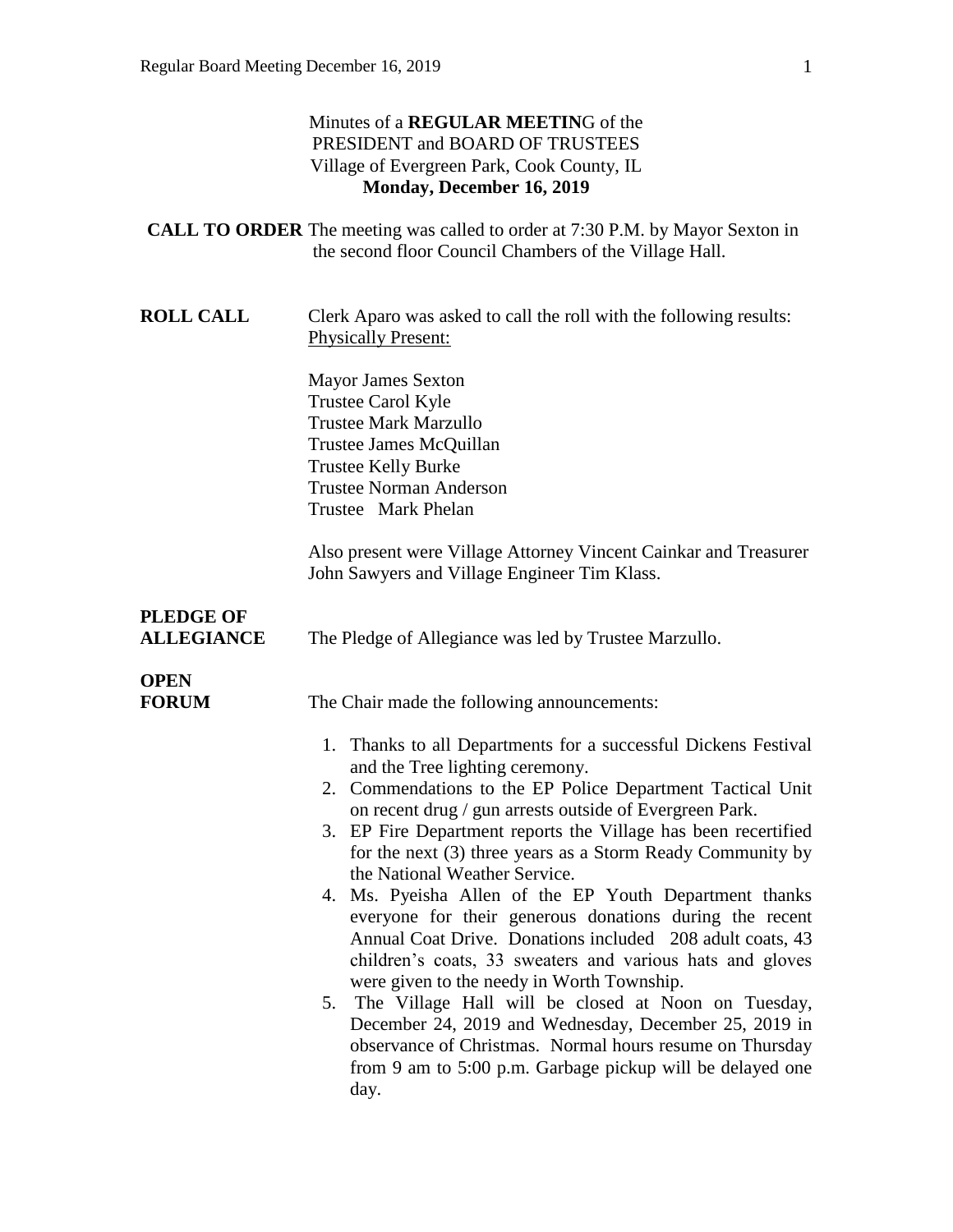Minutes of a **REGULAR MEETIN**G of the
PRESIDENT and BOARD OF TRUSTEES
Village of Evergreen Park, Cook County, IL
**Monday, December 16, 2019**

**CALL TO ORDER** The meeting was called to order at 7:30 P.M. by Mayor Sexton in the second floor Council Chambers of the Village Hall.

**ROLL CALL** Clerk Aparo was asked to call the roll with the following results:
Physically Present:

Mayor James Sexton
Trustee Carol Kyle
Trustee Mark Marzullo
Trustee James McQuillan
Trustee Kelly Burke
Trustee Norman Anderson
Trustee Mark Phelan

Also present were Village Attorney Vincent Cainkar and Treasurer John Sawyers and Village Engineer Tim Klass.

**PLEDGE OF ALLEGIANCE** The Pledge of Allegiance was led by Trustee Marzullo.

**OPEN FORUM** The Chair made the following announcements:

1. Thanks to all Departments for a successful Dickens Festival and the Tree lighting ceremony.
2. Commendations to the EP Police Department Tactical Unit on recent drug / gun arrests outside of Evergreen Park.
3. EP Fire Department reports the Village has been recertified for the next (3) three years as a Storm Ready Community by the National Weather Service.
4. Ms. Pyeisha Allen of the EP Youth Department thanks everyone for their generous donations during the recent Annual Coat Drive. Donations included 208 adult coats, 43 children's coats, 33 sweaters and various hats and gloves were given to the needy in Worth Township.
5. The Village Hall will be closed at Noon on Tuesday, December 24, 2019 and Wednesday, December 25, 2019 in observance of Christmas. Normal hours resume on Thursday from 9 am to 5:00 p.m. Garbage pickup will be delayed one day.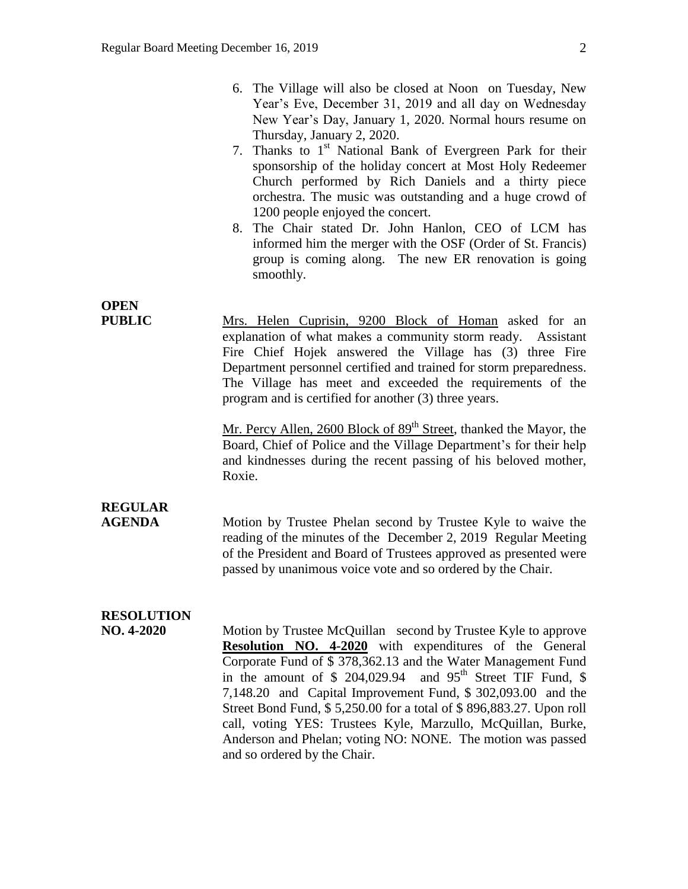6. The Village will also be closed at Noon on Tuesday, New Year's Eve, December 31, 2019 and all day on Wednesday New Year's Day, January 1, 2020. Normal hours resume on Thursday, January 2, 2020.
7. Thanks to 1st National Bank of Evergreen Park for their sponsorship of the holiday concert at Most Holy Redeemer Church performed by Rich Daniels and a thirty piece orchestra. The music was outstanding and a huge crowd of 1200 people enjoyed the concert.
8. The Chair stated Dr. John Hanlon, CEO of LCM has informed him the merger with the OSF (Order of St. Francis) group is coming along. The new ER renovation is going smoothly.

**OPEN PUBLIC**

Mrs. Helen Cuprisin, 9200 Block of Homan asked for an explanation of what makes a community storm ready. Assistant Fire Chief Hojek answered the Village has (3) three Fire Department personnel certified and trained for storm preparedness. The Village has meet and exceeded the requirements of the program and is certified for another (3) three years.

Mr. Percy Allen, 2600 Block of 89th Street, thanked the Mayor, the Board, Chief of Police and the Village Department's for their help and kindnesses during the recent passing of his beloved mother, Roxie.

**REGULAR AGENDA**

Motion by Trustee Phelan second by Trustee Kyle to waive the reading of the minutes of the December 2, 2019 Regular Meeting of the President and Board of Trustees approved as presented were passed by unanimous voice vote and so ordered by the Chair.

**RESOLUTION NO. 4-2020**

Motion by Trustee McQuillan second by Trustee Kyle to approve **Resolution NO. 4-2020** with expenditures of the General Corporate Fund of $ 378,362.13 and the Water Management Fund in the amount of $ 204,029.94 and 95th Street TIF Fund, $ 7,148.20 and Capital Improvement Fund, $ 302,093.00 and the Street Bond Fund, $ 5,250.00 for a total of $ 896,883.27. Upon roll call, voting YES: Trustees Kyle, Marzullo, McQuillan, Burke, Anderson and Phelan; voting NO: NONE. The motion was passed and so ordered by the Chair.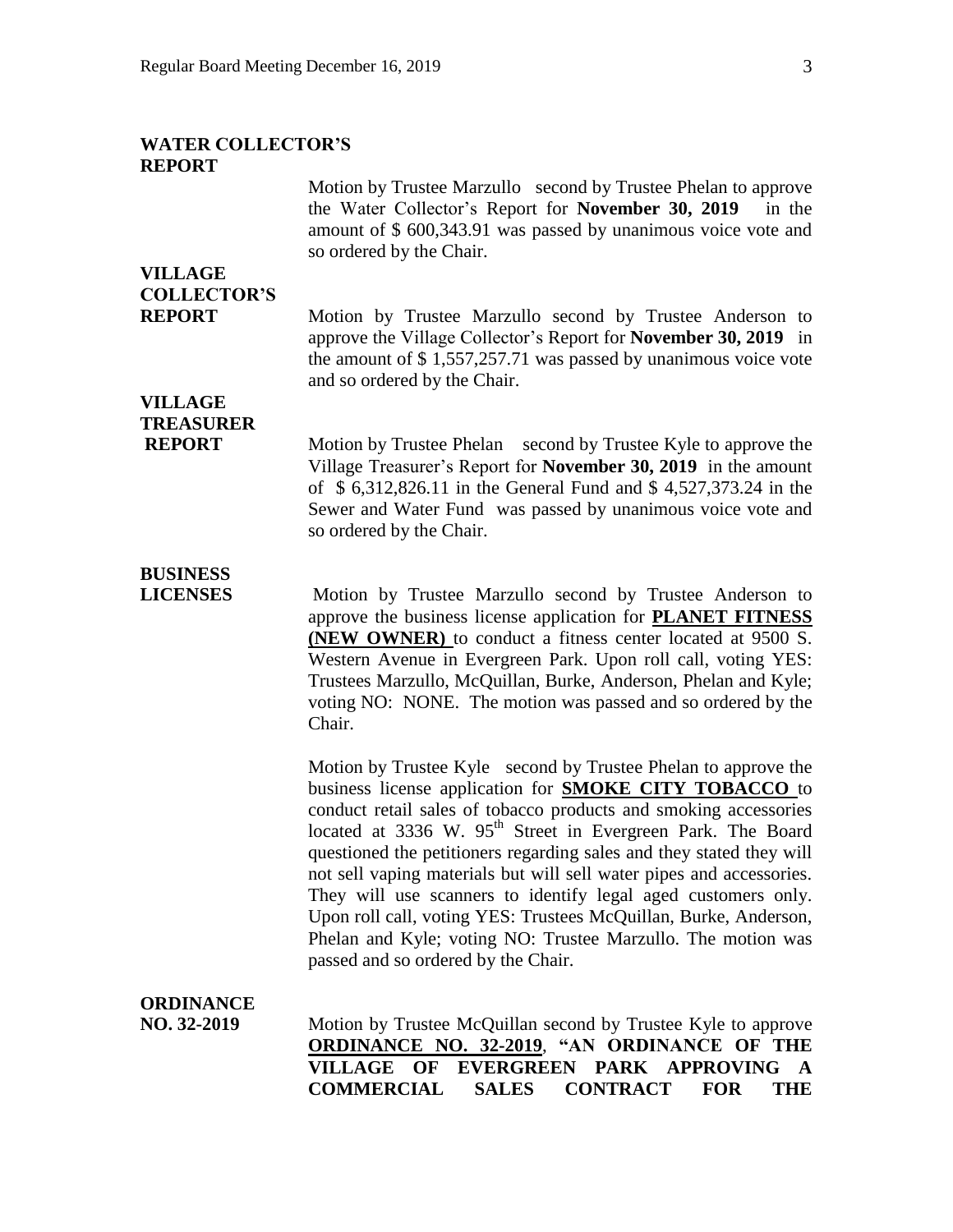**WATER COLLECTOR'S REPORT**

Motion by Trustee Marzullo second by Trustee Phelan to approve the Water Collector's Report for **November 30, 2019** in the amount of $ 600,343.91 was passed by unanimous voice vote and so ordered by the Chair.

**VILLAGE COLLECTOR'S REPORT**

Motion by Trustee Marzullo second by Trustee Anderson to approve the Village Collector's Report for **November 30, 2019** in the amount of $ 1,557,257.71 was passed by unanimous voice vote and so ordered by the Chair.

**VILLAGE TREASURER REPORT**

Motion by Trustee Phelan second by Trustee Kyle to approve the Village Treasurer's Report for **November 30, 2019** in the amount of $ 6,312,826.11 in the General Fund and $ 4,527,373.24 in the Sewer and Water Fund was passed by unanimous voice vote and so ordered by the Chair.

**BUSINESS LICENSES**

Motion by Trustee Marzullo second by Trustee Anderson to approve the business license application for **PLANET FITNESS (NEW OWNER)** to conduct a fitness center located at 9500 S. Western Avenue in Evergreen Park. Upon roll call, voting YES: Trustees Marzullo, McQuillan, Burke, Anderson, Phelan and Kyle; voting NO: NONE. The motion was passed and so ordered by the Chair.

Motion by Trustee Kyle second by Trustee Phelan to approve the business license application for **SMOKE CITY TOBACCO** to conduct retail sales of tobacco products and smoking accessories located at 3336 W. 95th Street in Evergreen Park. The Board questioned the petitioners regarding sales and they stated they will not sell vaping materials but will sell water pipes and accessories. They will use scanners to identify legal aged customers only. Upon roll call, voting YES: Trustees McQuillan, Burke, Anderson, Phelan and Kyle; voting NO: Trustee Marzullo. The motion was passed and so ordered by the Chair.

**ORDINANCE NO. 32-2019**

Motion by Trustee McQuillan second by Trustee Kyle to approve **ORDINANCE NO. 32-2019**, **"AN ORDINANCE OF THE VILLAGE OF EVERGREEN PARK APPROVING A COMMERCIAL SALES CONTRACT FOR THE**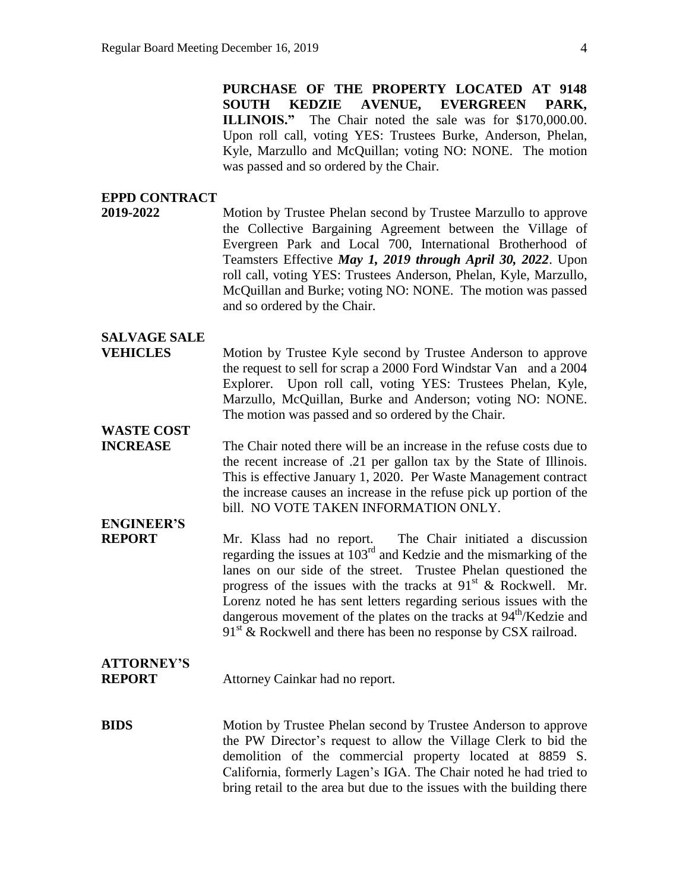**PURCHASE OF THE PROPERTY LOCATED AT 9148 SOUTH KEDZIE AVENUE, EVERGREEN PARK, ILLINOIS."** The Chair noted the sale was for $170,000.00. Upon roll call, voting YES: Trustees Burke, Anderson, Phelan, Kyle, Marzullo and McQuillan; voting NO: NONE. The motion was passed and so ordered by the Chair.

**EPPD CONTRACT 2019-2022**

Motion by Trustee Phelan second by Trustee Marzullo to approve the Collective Bargaining Agreement between the Village of Evergreen Park and Local 700, International Brotherhood of Teamsters Effective ***May 1, 2019 through April 30, 2022***. Upon roll call, voting YES: Trustees Anderson, Phelan, Kyle, Marzullo, McQuillan and Burke; voting NO: NONE. The motion was passed and so ordered by the Chair.

**SALVAGE SALE VEHICLES**

Motion by Trustee Kyle second by Trustee Anderson to approve the request to sell for scrap a 2000 Ford Windstar Van and a 2004 Explorer. Upon roll call, voting YES: Trustees Phelan, Kyle, Marzullo, McQuillan, Burke and Anderson; voting NO: NONE. The motion was passed and so ordered by the Chair.

**WASTE COST INCREASE**

The Chair noted there will be an increase in the refuse costs due to the recent increase of .21 per gallon tax by the State of Illinois. This is effective January 1, 2020. Per Waste Management contract the increase causes an increase in the refuse pick up portion of the bill. NO VOTE TAKEN INFORMATION ONLY.

**ENGINEER'S REPORT**

Mr. Klass had no report. The Chair initiated a discussion regarding the issues at 103rd and Kedzie and the mismarking of the lanes on our side of the street. Trustee Phelan questioned the progress of the issues with the tracks at 91st & Rockwell. Mr. Lorenz noted he has sent letters regarding serious issues with the dangerous movement of the plates on the tracks at 94th/Kedzie and 91st & Rockwell and there has been no response by CSX railroad.

**ATTORNEY'S REPORT**

Attorney Cainkar had no report.

**BIDS**

Motion by Trustee Phelan second by Trustee Anderson to approve the PW Director's request to allow the Village Clerk to bid the demolition of the commercial property located at 8859 S. California, formerly Lagen's IGA. The Chair noted he had tried to bring retail to the area but due to the issues with the building there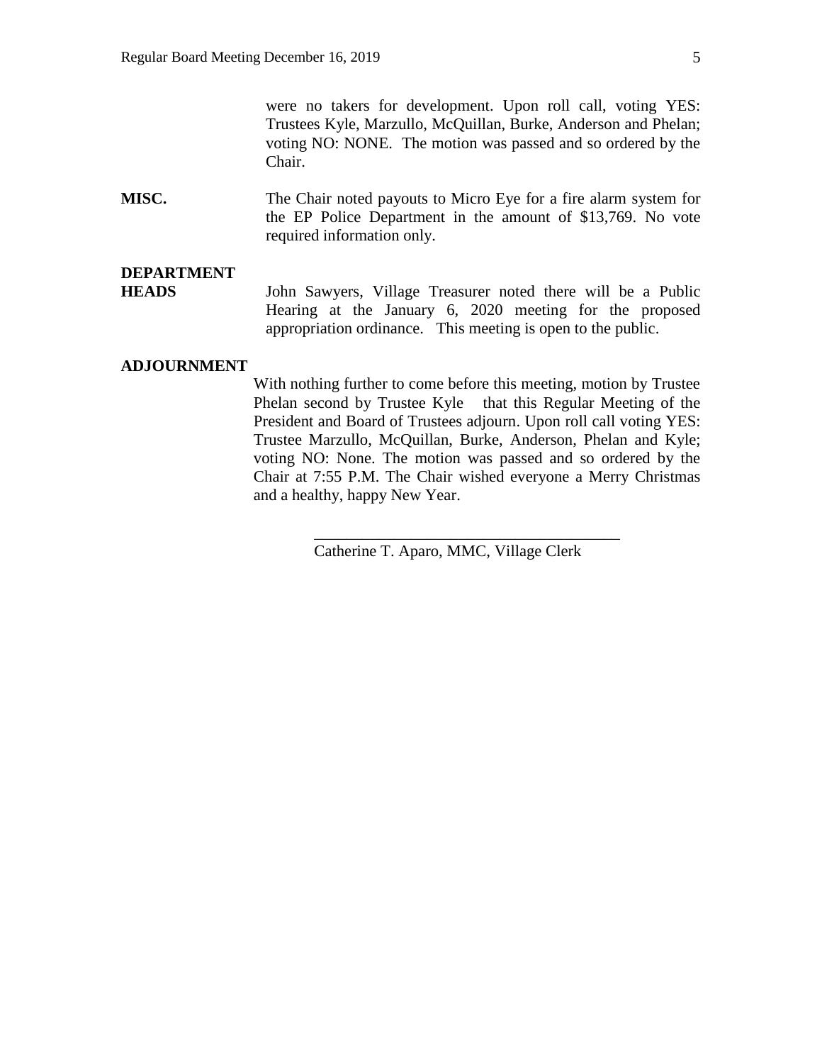were no takers for development. Upon roll call, voting YES: Trustees Kyle, Marzullo, McQuillan, Burke, Anderson and Phelan; voting NO: NONE. The motion was passed and so ordered by the Chair.

**MISC.** The Chair noted payouts to Micro Eye for a fire alarm system for the EP Police Department in the amount of $13,769. No vote required information only.

**DEPARTMENT HEADS** John Sawyers, Village Treasurer noted there will be a Public Hearing at the January 6, 2020 meeting for the proposed appropriation ordinance. This meeting is open to the public.

**ADJOURNMENT**

With nothing further to come before this meeting, motion by Trustee Phelan second by Trustee Kyle that this Regular Meeting of the President and Board of Trustees adjourn. Upon roll call voting YES: Trustee Marzullo, McQuillan, Burke, Anderson, Phelan and Kyle; voting NO: None. The motion was passed and so ordered by the Chair at 7:55 P.M. The Chair wished everyone a Merry Christmas and a healthy, happy New Year.

\_\_\_\_\_\_\_\_\_\_\_\_\_\_\_\_\_\_\_\_\_\_\_\_\_\_\_\_\_\_\_\_\_\_\_\_\_\_

Catherine T. Aparo, MMC, Village Clerk